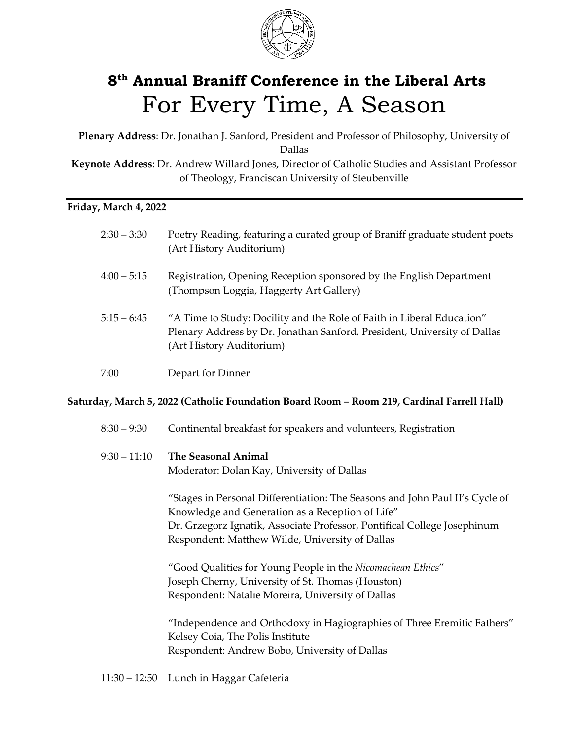# 8th Annual Braniff Conference in the Liberal Arts

# For Every Time, A Season

**Plenary Address**: Dr. Jonathan J. Sanford, President and Professor of Philosophy, University of Dallas

**Keynote Address**: Dr. Andrew Willard Jones, Director of Catholic Studies and Assistant Professor of Theology, Franciscan University of Steubenville

---

**Friday, March 4, 2022**

2:30 – 3:30 Poetry Reading, featuring a curated group of Braniff graduate student poets (Art History Auditorium)

4:00 – 5:15 Registration, Opening Reception sponsored by the English Department (Thompson Loggia, Haggerty Art Gallery)

5:15 – 6:45 "A Time to Study: Docility and the Role of Faith in Liberal Education"
Plenary Address by Dr. Jonathan Sanford, President, University of Dallas
(Art History Auditorium)

7:00 Depart for Dinner

**Saturday, March 5, 2022 (Catholic Foundation Board Room – Room 219, Cardinal Farrell Hall)**

8:30 – 9:30 Continental breakfast for speakers and volunteers, Registration

9:30 – 11:10 **The Seasonal Animal**
Moderator: Dolan Kay, University of Dallas

"Stages in Personal Differentiation: The Seasons and John Paul II's Cycle of Knowledge and Generation as a Reception of Life"
Dr. Grzegorz Ignatik, Associate Professor, Pontifical College Josephinum
Respondent: Matthew Wilde, University of Dallas

"Good Qualities for Young People in the *Nicomachean Ethics*"
Joseph Cherny, University of St. Thomas (Houston)
Respondent: Natalie Moreira, University of Dallas

"Independence and Orthodoxy in Hagiographies of Three Eremitic Fathers"
Kelsey Coia, The Polis Institute
Respondent: Andrew Bobo, University of Dallas

11:30 – 12:50 Lunch in Haggar Cafeteria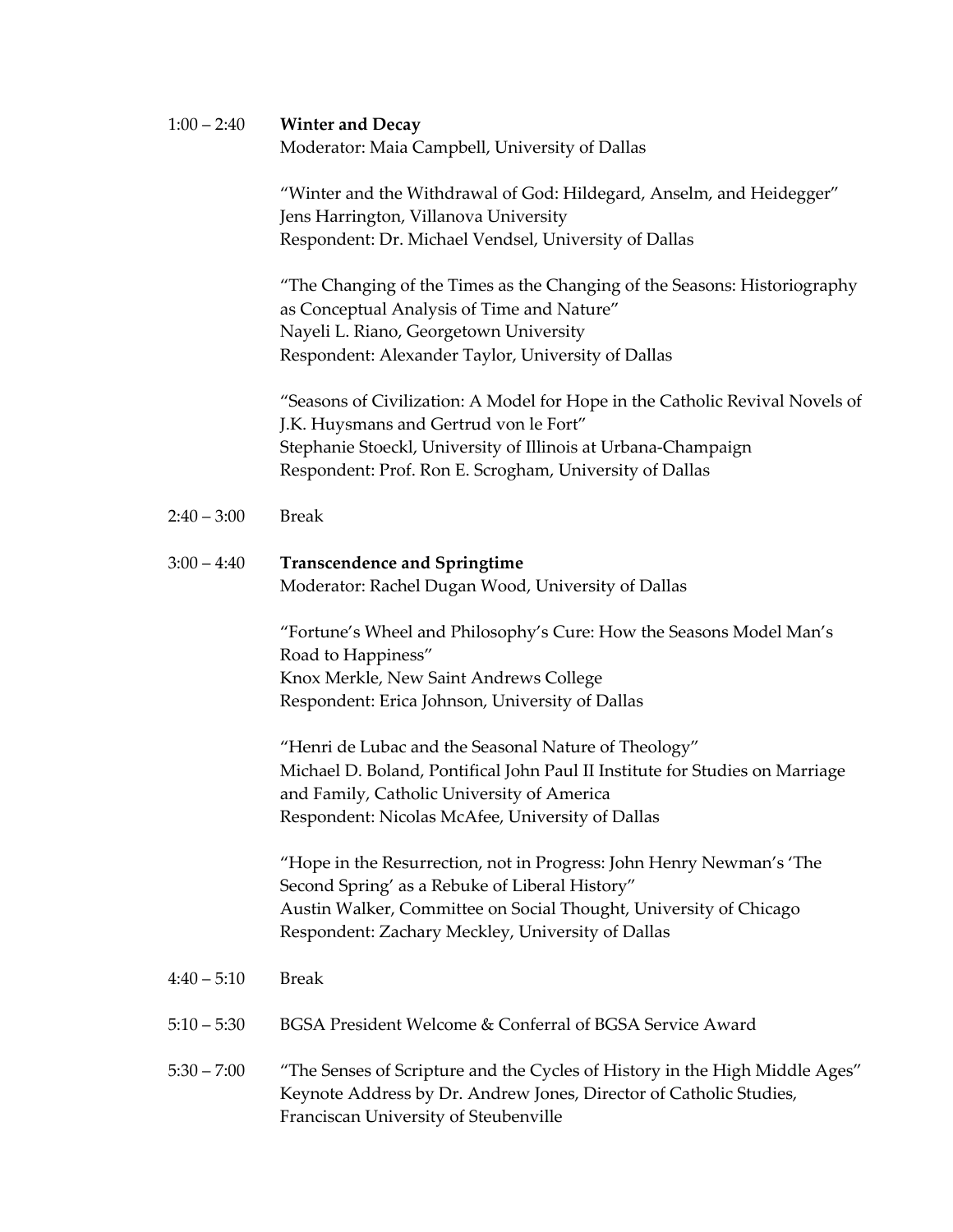1:00 – 2:40 **Winter and Decay**
Moderator: Maia Campbell, University of Dallas

"Winter and the Withdrawal of God: Hildegard, Anselm, and Heidegger"
Jens Harrington, Villanova University
Respondent: Dr. Michael Vendsel, University of Dallas

"The Changing of the Times as the Changing of the Seasons: Historiography as Conceptual Analysis of Time and Nature"
Nayeli L. Riano, Georgetown University
Respondent: Alexander Taylor, University of Dallas

"Seasons of Civilization: A Model for Hope in the Catholic Revival Novels of J.K. Huysmans and Gertrud von le Fort"
Stephanie Stoeckl, University of Illinois at Urbana-Champaign
Respondent: Prof. Ron E. Scrogham, University of Dallas

2:40 – 3:00 Break

3:00 – 4:40 **Transcendence and Springtime**
Moderator: Rachel Dugan Wood, University of Dallas

"Fortune's Wheel and Philosophy's Cure: How the Seasons Model Man's Road to Happiness"
Knox Merkle, New Saint Andrews College
Respondent: Erica Johnson, University of Dallas

"Henri de Lubac and the Seasonal Nature of Theology"
Michael D. Boland, Pontifical John Paul II Institute for Studies on Marriage and Family, Catholic University of America
Respondent: Nicolas McAfee, University of Dallas

"Hope in the Resurrection, not in Progress: John Henry Newman's 'The Second Spring' as a Rebuke of Liberal History"
Austin Walker, Committee on Social Thought, University of Chicago
Respondent: Zachary Meckley, University of Dallas

4:40 – 5:10 Break

5:10 – 5:30 BGSA President Welcome & Conferral of BGSA Service Award

5:30 – 7:00 "The Senses of Scripture and the Cycles of History in the High Middle Ages"
Keynote Address by Dr. Andrew Jones, Director of Catholic Studies, Franciscan University of Steubenville